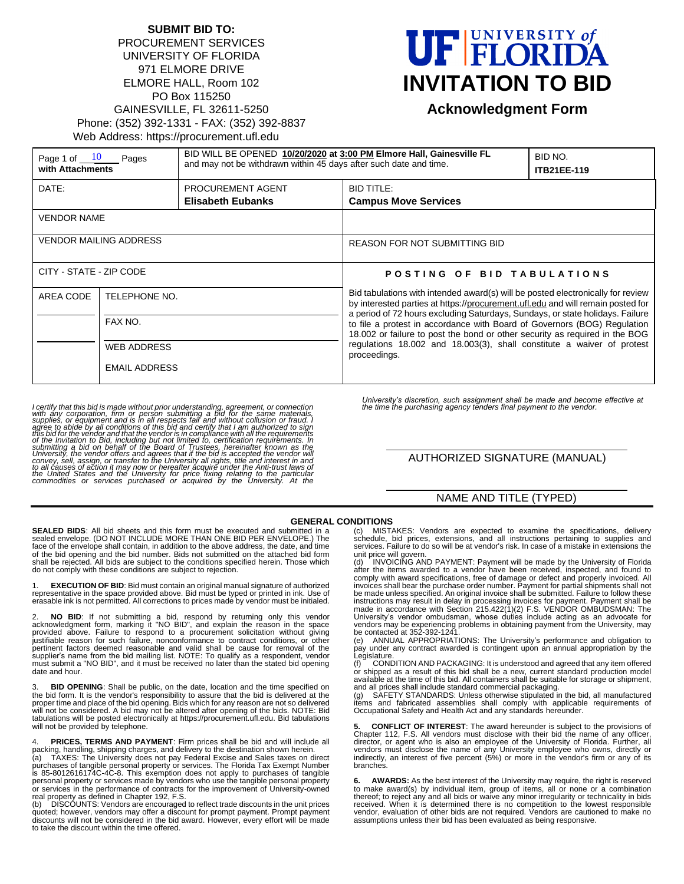**SUBMIT BID TO:**
PROCUREMENT SERVICES
UNIVERSITY OF FLORIDA
971 ELMORE DRIVE
ELMORE HALL, Room 102
PO Box 115250
GAINESVILLE, FL 32611-5250
Phone: (352) 392-1331 - FAX: (352) 392-8837
Web Address: https://procurement.ufl.edu

# UF | UNIVERSITY of FLORIDA
# INVITATION TO BID
## Acknowledgment Form

| Page 1 of 10 Pages **with Attachments** | BID WILL BE OPENED **10/20/2020 at 3:00 PM Elmore Hall, Gainesville FL** and may not be withdrawn within 45 days after such date and time. | | BID NO. **ITB21EE-119** |
|---|---|---|---|
| DATE: | PROCUREMENT AGENT **Elisabeth Eubanks** | BID TITLE: **Campus Move Services** | |
| VENDOR NAME | | | |
| VENDOR MAILING ADDRESS | | REASON FOR NOT SUBMITTING BID | |
| CITY - STATE - ZIP CODE | | **POSTING OF BID TABULATIONS** | |
| AREA CODE | TELEPHONE NO. | Bid tabulations with intended award(s) will be posted electronically for review by interested parties at https://procurement.ufl.edu and will remain posted for a period of 72 hours excluding Saturdays, Sundays, or state holidays. Failure to file a protest in accordance with Board of Governors (BOG) Regulation 18.002 or failure to post the bond or other security as required in the BOG regulations 18.002 and 18.003(3), shall constitute a waiver of protest proceedings. | |
| | FAX NO. | | |
| | WEB ADDRESS | | |
| | EMAIL ADDRESS | | |

*I certify that this bid is made without prior understanding, agreement, or connection with any corporation, firm or person submitting a bid for the same materials, supplies, or equipment and is in all respects fair and without collusion or fraud. I agree to abide by all conditions of this bid and certify that I am authorized to sign this bid for the vendor and that the vendor is in compliance with all the requirements of the Invitation to Bid, including but not limited to, certification requirements. In submitting a bid on behalf of the Board of Trustees, hereinafter known as the University, the vendor offers and agrees that if the bid is accepted the vendor will convey, sell, assign, or transfer to the University all rights, title and interest in and to all causes of action it may now or hereafter acquire under the Anti-trust laws of the United States and the University for price fixing relating to the particular commodities or services purchased or acquired by the University. At the University's discretion, such assignment shall be made and become effective at the time the purchasing agency tenders final payment to the vendor.*

AUTHORIZED SIGNATURE (MANUAL)

NAME AND TITLE (TYPED)

## GENERAL CONDITIONS

**SEALED BIDS**: All bid sheets and this form must be executed and submitted in a sealed envelope. (DO NOT INCLUDE MORE THAN ONE BID PER ENVELOPE.) The face of the envelope shall contain, in addition to the above address, the date, and time of the bid opening and the bid number. Bids not submitted on the attached bid form shall be rejected. All bids are subject to the conditions specified herein. Those which do not comply with these conditions are subject to rejection.

1. **EXECUTION OF BID**: Bid must contain an original manual signature of authorized representative in the space provided above. Bid must be typed or printed in ink. Use of erasable ink is not permitted. All corrections to prices made by vendor must be initialed.

2. **NO BID**: If not submitting a bid, respond by returning only this vendor acknowledgment form, marking it "NO BID", and explain the reason in the space provided above. Failure to respond to a procurement solicitation without giving justifiable reason for such failure, nonconformance to contract conditions, or other pertinent factors deemed reasonable and valid shall be cause for removal of the supplier's name from the bid mailing list. NOTE: To qualify as a respondent, vendor must submit a "NO BID", and it must be received no later than the stated bid opening date and hour.

3. **BID OPENING**: Shall be public, on the date, location and the time specified on the bid form. It is the vendor's responsibility to assure that the bid is delivered at the proper time and place of the bid opening. Bids which for any reason are not so delivered will not be considered. A bid may not be altered after opening of the bids. NOTE: Bid tabulations will be posted electronically at https://procurement.ufl.edu. Bid tabulations will not be provided by telephone.

4. **PRICES, TERMS AND PAYMENT**: Firm prices shall be bid and will include all packing, handling, shipping charges, and delivery to the destination shown herein.
(a) TAXES: The University does not pay Federal Excise and Sales taxes on direct purchases of tangible personal property or services. The Florida Tax Exempt Number is 85-8012616174C-4C-8. This exemption does not apply to purchases of tangible personal property or services made by vendors who use the tangible personal property or services in the performance of contracts for the improvement of University-owned real property as defined in Chapter 192, F.S.
(b) DISCOUNTS: Vendors are encouraged to reflect trade discounts in the unit prices quoted; however, vendors may offer a discount for prompt payment. Prompt payment discounts will not be considered in the bid award. However, every effort will be made to take the discount within the time offered.
(c) MISTAKES: Vendors are expected to examine the specifications, delivery schedule, bid prices, extensions, and all instructions pertaining to supplies and services. Failure to do so will be at vendor's risk. In case of a mistake in extensions the unit price will govern.
(d) INVOICING AND PAYMENT: Payment will be made by the University of Florida after the items awarded to a vendor have been received, inspected, and found to comply with award specifications, free of damage or defect and properly invoiced. All invoices shall bear the purchase order number. Payment for partial shipments shall not be made unless specified. An original invoice shall be submitted. Failure to follow these instructions may result in delay in processing invoices for payment. Payment shall be made in accordance with Section 215.422(1)(2) F.S. VENDOR OMBUDSMAN: The University's vendor ombudsman, whose duties include acting as an advocate for vendors may be experiencing problems in obtaining payment from the University, may be contacted at 352-392-1241.
(e) ANNUAL APPROPRIATIONS: The University's performance and obligation to pay under any contract awarded is contingent upon an annual appropriation by the Legislature.
(f) CONDITION AND PACKAGING: It is understood and agreed that any item offered or shipped as a result of this bid shall be a new, current standard production model available at the time of this bid. All containers shall be suitable for storage or shipment, and all prices shall include standard commercial packaging.
(g) SAFETY STANDARDS: Unless otherwise stipulated in the bid, all manufactured items and fabricated assemblies shall comply with applicable requirements of Occupational Safety and Health Act and any standards hereunder.

5. **CONFLICT OF INTEREST**: The award hereunder is subject to the provisions of Chapter 112, F.S. All vendors must disclose with their bid the name of any officer, director, or agent who is also an employee of the University of Florida. Further, all vendors must disclose the name of any University employee who owns, directly or indirectly, an interest of five percent (5%) or more in the vendor's firm or any of its branches.

6. **AWARDS:** As the best interest of the University may require, the right is reserved to make award(s) by individual item, group of items, all or none or a combination thereof; to reject any and all bids or waive any minor irregularity or technicality in bids received. When it is determined there is no competition to the lowest responsible vendor, evaluation of other bids are not required. Vendors are cautioned to make no assumptions unless their bid has been evaluated as being responsive.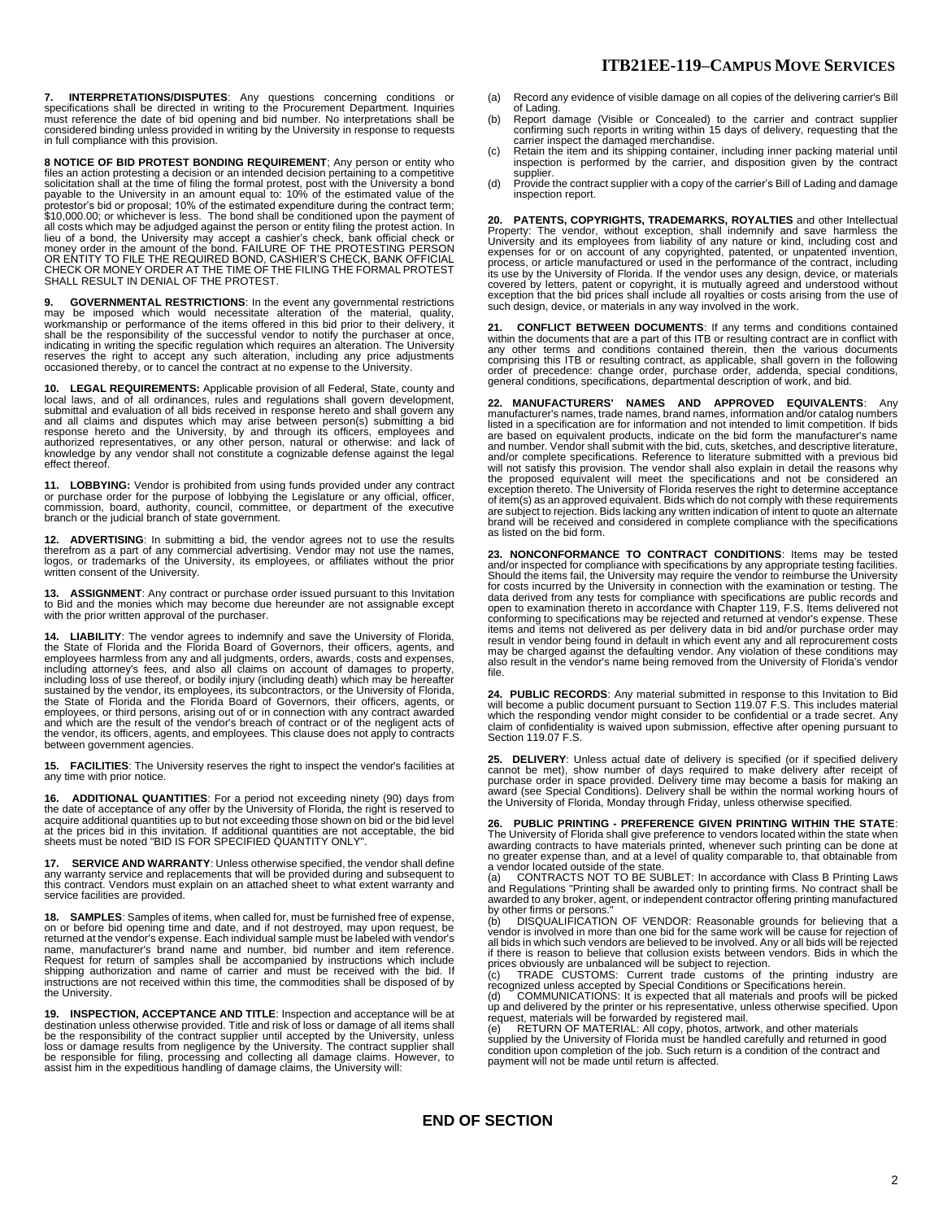**7. INTERPRETATIONS/DISPUTES**: Any questions concerning conditions or specifications shall be directed in writing to the Procurement Department. Inquiries must reference the date of bid opening and bid number. No interpretations shall be considered binding unless provided in writing by the University in response to requests in full compliance with this provision.

**8 NOTICE OF BID PROTEST BONDING REQUIREMENT**; Any person or entity who files an action protesting a decision or an intended decision pertaining to a competitive solicitation shall at the time of filing the formal protest, post with the University a bond payable to the University in an amount equal to: 10% of the estimated value of the protestor's bid or proposal; 10% of the estimated expenditure during the contract term; $10,000.00; or whichever is less. The bond shall be conditioned upon the payment of all costs which may be adjudged against the person or entity filing the protest action. In lieu of a bond, the University may accept a cashier's check, bank official check or money order in the amount of the bond. FAILURE OF THE PROTESTING PERSON OR ENTITY TO FILE THE REQUIRED BOND, CASHIER'S CHECK, BANK OFFICIAL CHECK OR MONEY ORDER AT THE TIME OF THE FILING THE FORMAL PROTEST SHALL RESULT IN DENIAL OF THE PROTEST.

**9. GOVERNMENTAL RESTRICTIONS**: In the event any governmental restrictions may be imposed which would necessitate alteration of the material, quality, workmanship or performance of the items offered in this bid prior to their delivery, it shall be the responsibility of the successful vendor to notify the purchaser at once, indicating in writing the specific regulation which requires an alteration. The University reserves the right to accept any such alteration, including any price adjustments occasioned thereby, or to cancel the contract at no expense to the University.

**10. LEGAL REQUIREMENTS:** Applicable provision of all Federal, State, county and local laws, and of all ordinances, rules and regulations shall govern development, submittal and evaluation of all bids received in response hereto and shall govern any and all claims and disputes which may arise between person(s) submitting a bid response hereto and the University, by and through its officers, employees and authorized representatives, or any other person, natural or otherwise: and lack of knowledge by any vendor shall not constitute a cognizable defense against the legal effect thereof.

**11. LOBBYING:** Vendor is prohibited from using funds provided under any contract or purchase order for the purpose of lobbying the Legislature or any official, officer, commission, board, authority, council, committee, or department of the executive branch or the judicial branch of state government.

**12. ADVERTISING**: In submitting a bid, the vendor agrees not to use the results therefrom as a part of any commercial advertising. Vendor may not use the names, logos, or trademarks of the University, its employees, or affiliates without the prior written consent of the University.

**13. ASSIGNMENT**: Any contract or purchase order issued pursuant to this Invitation to Bid and the monies which may become due hereunder are not assignable except with the prior written approval of the purchaser.

**14. LIABILITY**: The vendor agrees to indemnify and save the University of Florida, the State of Florida and the Florida Board of Governors, their officers, agents, and employees harmless from any and all judgments, orders, awards, costs and expenses, including attorney's fees, and also all claims on account of damages to property, including loss of use thereof, or bodily injury (including death) which may be hereafter sustained by the vendor, its employees, its subcontractors, or the University of Florida, the State of Florida and the Florida Board of Governors, their officers, agents, or employees, or third persons, arising out of or in connection with any contract awarded and which are the result of the vendor's breach of contract or of the negligent acts of the vendor, its officers, agents, and employees. This clause does not apply to contracts between government agencies.

**15. FACILITIES**: The University reserves the right to inspect the vendor's facilities at any time with prior notice.

**16. ADDITIONAL QUANTITIES**: For a period not exceeding ninety (90) days from the date of acceptance of any offer by the University of Florida, the right is reserved to acquire additional quantities up to but not exceeding those shown on bid or the bid level at the prices bid in this invitation. If additional quantities are not acceptable, the bid sheets must be noted "BID IS FOR SPECIFIED QUANTITY ONLY".

**17. SERVICE AND WARRANTY**: Unless otherwise specified, the vendor shall define any warranty service and replacements that will be provided during and subsequent to this contract. Vendors must explain on an attached sheet to what extent warranty and service facilities are provided.

**18. SAMPLES**: Samples of items, when called for, must be furnished free of expense, on or before bid opening time and date, and if not destroyed, may upon request, be returned at the vendor's expense. Each individual sample must be labeled with vendor's name, manufacturer's brand name and number, bid number and item reference. Request for return of samples shall be accompanied by instructions which include shipping authorization and name of carrier and must be received with the bid. If instructions are not received within this time, the commodities shall be disposed of by the University.

**19. INSPECTION, ACCEPTANCE AND TITLE**: Inspection and acceptance will be at destination unless otherwise provided. Title and risk of loss or damage of all items shall be the responsibility of the contract supplier until accepted by the University, unless loss or damage results from negligence by the University. The contract supplier shall be responsible for filing, processing and collecting all damage claims. However, to assist him in the expeditious handling of damage claims, the University will:

(a) Record any evidence of visible damage on all copies of the delivering carrier's Bill of Lading.
(b) Report damage (Visible or Concealed) to the carrier and contract supplier confirming such reports in writing within 15 days of delivery, requesting that the carrier inspect the damaged merchandise.
(c) Retain the item and its shipping container, including inner packing material until inspection is performed by the carrier, and disposition given by the contract supplier.
(d) Provide the contract supplier with a copy of the carrier's Bill of Lading and damage inspection report.

**20. PATENTS, COPYRIGHTS, TRADEMARKS, ROYALTIES** and other Intellectual Property: The vendor, without exception, shall indemnify and save harmless the University and its employees from liability of any nature or kind, including cost and expenses for or on account of any copyrighted, patented, or unpatented invention, process, or article manufactured or used in the performance of the contract, including its use by the University of Florida. If the vendor uses any design, device, or materials covered by letters, patent or copyright, it is mutually agreed and understood without exception that the bid prices shall include all royalties or costs arising from the use of such design, device, or materials in any way involved in the work.

**21. CONFLICT BETWEEN DOCUMENTS**: If any terms and conditions contained within the documents that are a part of this ITB or resulting contract are in conflict with any other terms and conditions contained therein, then the various documents comprising this ITB or resulting contract, as applicable, shall govern in the following order of precedence: change order, purchase order, addenda, special conditions, general conditions, specifications, departmental description of work, and bid.

**22. MANUFACTURERS' NAMES AND APPROVED EQUIVALENTS**: Any manufacturer's names, trade names, brand names, information and/or catalog numbers listed in a specification are for information and not intended to limit competition. If bids are based on equivalent products, indicate on the bid form the manufacturer's name and number. Vendor shall submit with the bid, cuts, sketches, and descriptive literature, and/or complete specifications. Reference to literature submitted with a previous bid will not satisfy this provision. The vendor shall also explain in detail the reasons why the proposed equivalent will meet the specifications and not be considered an exception thereto. The University of Florida reserves the right to determine acceptance of item(s) as an approved equivalent. Bids which do not comply with these requirements are subject to rejection. Bids lacking any written indication of intent to quote an alternate brand will be received and considered in complete compliance with the specifications as listed on the bid form.

**23. NONCONFORMANCE TO CONTRACT CONDITIONS**: Items may be tested and/or inspected for compliance with specifications by any appropriate testing facilities. Should the items fail, the University may require the vendor to reimburse the University for costs incurred by the University in connection with the examination or testing. The data derived from any tests for compliance with specifications are public records and open to examination thereto in accordance with Chapter 119, F.S. Items delivered not conforming to specifications may be rejected and returned at vendor's expense. These items and items not delivered as per delivery data in bid and/or purchase order may result in vendor being found in default in which event any and all reprocurement costs may be charged against the defaulting vendor. Any violation of these conditions may also result in the vendor's name being removed from the University of Florida's vendor file.

**24. PUBLIC RECORDS**: Any material submitted in response to this Invitation to Bid will become a public document pursuant to Section 119.07 F.S. This includes material which the responding vendor might consider to be confidential or a trade secret. Any claim of confidentiality is waived upon submission, effective after opening pursuant to Section 119.07 F.S.

**25. DELIVERY**: Unless actual date of delivery is specified (or if specified delivery cannot be met), show number of days required to make delivery after receipt of purchase order in space provided. Delivery time may become a basis for making an award (see Special Conditions). Delivery shall be within the normal working hours of the University of Florida, Monday through Friday, unless otherwise specified.

**26. PUBLIC PRINTING - PREFERENCE GIVEN PRINTING WITHIN THE STATE**: The University of Florida shall give preference to vendors located within the state when awarding contracts to have materials printed, whenever such printing can be done at no greater expense than, and at a level of quality comparable to, that obtainable from a vendor located outside of the state.

(a) CONTRACTS NOT TO BE SUBLET: In accordance with Class B Printing Laws and Regulations "Printing shall be awarded only to printing firms. No contract shall be awarded to any broker, agent, or independent contractor offering printing manufactured by other firms or persons."
(b) DISQUALIFICATION OF VENDOR: Reasonable grounds for believing that a vendor is involved in more than one bid for the same work will be cause for rejection of all bids in which such vendors are believed to be involved. Any or all bids will be rejected if there is reason to believe that collusion exists between vendors. Bids in which the prices obviously are unbalanced will be subject to rejection.
(c) TRADE CUSTOMS: Current trade customs of the printing industry are recognized unless accepted by Special Conditions or Specifications herein.
(d) COMMUNICATIONS: It is expected that all materials and proofs will be picked up and delivered by the printer or his representative, unless otherwise specified. Upon request, materials will be forwarded by registered mail.
(e) RETURN OF MATERIAL: All copy, photos, artwork, and other materials supplied by the University of Florida must be handled carefully and returned in good condition upon completion of the job. Such return is a condition of the contract and payment will not be made until return is affected.

**END OF SECTION**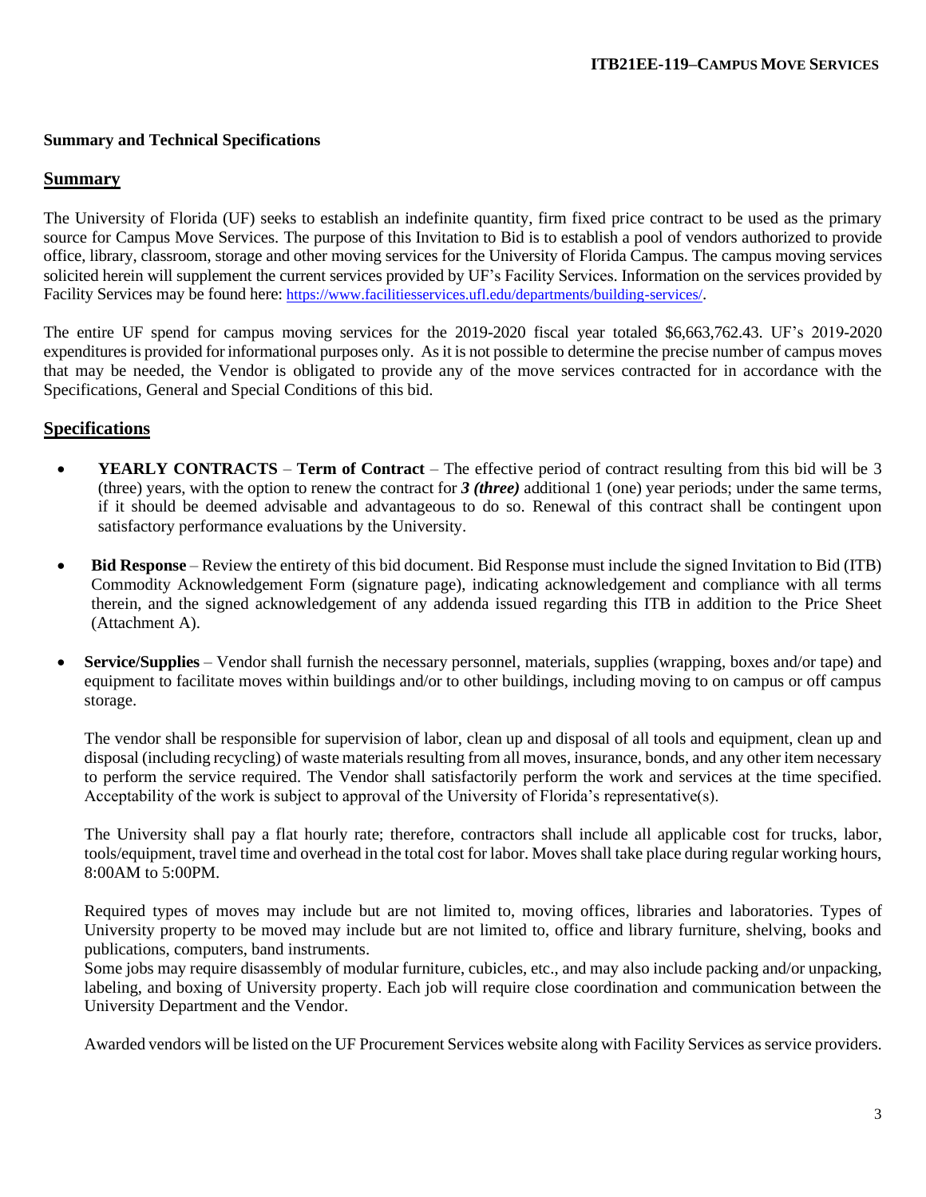**Summary and Technical Specifications**

## Summary

The University of Florida (UF) seeks to establish an indefinite quantity, firm fixed price contract to be used as the primary source for Campus Move Services. The purpose of this Invitation to Bid is to establish a pool of vendors authorized to provide office, library, classroom, storage and other moving services for the University of Florida Campus. The campus moving services solicited herein will supplement the current services provided by UF's Facility Services. Information on the services provided by Facility Services may be found here: https://www.facilitiesservices.ufl.edu/departments/building-services/.

The entire UF spend for campus moving services for the 2019-2020 fiscal year totaled $6,663,762.43. UF's 2019-2020 expenditures is provided for informational purposes only. As it is not possible to determine the precise number of campus moves that may be needed, the Vendor is obligated to provide any of the move services contracted for in accordance with the Specifications, General and Special Conditions of this bid.

## Specifications

- **YEARLY CONTRACTS** – **Term of Contract** – The effective period of contract resulting from this bid will be 3 (three) years, with the option to renew the contract for ***3 (three)*** additional 1 (one) year periods; under the same terms, if it should be deemed advisable and advantageous to do so. Renewal of this contract shall be contingent upon satisfactory performance evaluations by the University.

- **Bid Response** – Review the entirety of this bid document. Bid Response must include the signed Invitation to Bid (ITB) Commodity Acknowledgement Form (signature page), indicating acknowledgement and compliance with all terms therein, and the signed acknowledgement of any addenda issued regarding this ITB in addition to the Price Sheet (Attachment A).

- **Service/Supplies** – Vendor shall furnish the necessary personnel, materials, supplies (wrapping, boxes and/or tape) and equipment to facilitate moves within buildings and/or to other buildings, including moving to on campus or off campus storage.

  The vendor shall be responsible for supervision of labor, clean up and disposal of all tools and equipment, clean up and disposal (including recycling) of waste materials resulting from all moves, insurance, bonds, and any other item necessary to perform the service required. The Vendor shall satisfactorily perform the work and services at the time specified. Acceptability of the work is subject to approval of the University of Florida's representative(s).

  The University shall pay a flat hourly rate; therefore, contractors shall include all applicable cost for trucks, labor, tools/equipment, travel time and overhead in the total cost for labor. Moves shall take place during regular working hours, 8:00AM to 5:00PM.

  Required types of moves may include but are not limited to, moving offices, libraries and laboratories. Types of University property to be moved may include but are not limited to, office and library furniture, shelving, books and publications, computers, band instruments.
  Some jobs may require disassembly of modular furniture, cubicles, etc., and may also include packing and/or unpacking, labeling, and boxing of University property. Each job will require close coordination and communication between the University Department and the Vendor.

  Awarded vendors will be listed on the UF Procurement Services website along with Facility Services as service providers.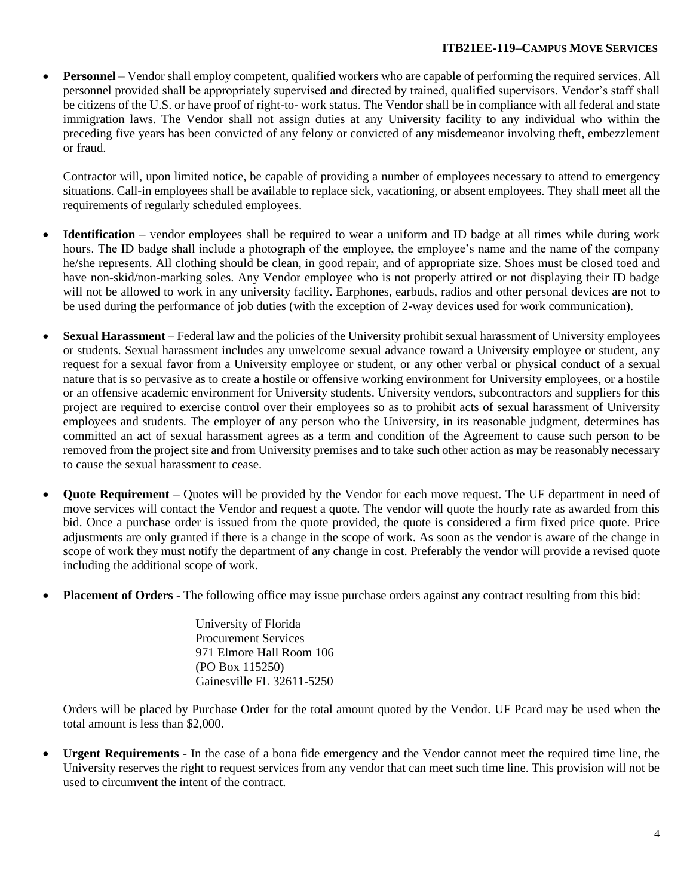- **Personnel** – Vendor shall employ competent, qualified workers who are capable of performing the required services. All personnel provided shall be appropriately supervised and directed by trained, qualified supervisors. Vendor's staff shall be citizens of the U.S. or have proof of right-to- work status. The Vendor shall be in compliance with all federal and state immigration laws. The Vendor shall not assign duties at any University facility to any individual who within the preceding five years has been convicted of any felony or convicted of any misdemeanor involving theft, embezzlement or fraud.

  Contractor will, upon limited notice, be capable of providing a number of employees necessary to attend to emergency situations. Call-in employees shall be available to replace sick, vacationing, or absent employees. They shall meet all the requirements of regularly scheduled employees.

- **Identification** – vendor employees shall be required to wear a uniform and ID badge at all times while during work hours. The ID badge shall include a photograph of the employee, the employee's name and the name of the company he/she represents. All clothing should be clean, in good repair, and of appropriate size. Shoes must be closed toed and have non-skid/non-marking soles. Any Vendor employee who is not properly attired or not displaying their ID badge will not be allowed to work in any university facility. Earphones, earbuds, radios and other personal devices are not to be used during the performance of job duties (with the exception of 2-way devices used for work communication).

- **Sexual Harassment** – Federal law and the policies of the University prohibit sexual harassment of University employees or students. Sexual harassment includes any unwelcome sexual advance toward a University employee or student, any request for a sexual favor from a University employee or student, or any other verbal or physical conduct of a sexual nature that is so pervasive as to create a hostile or offensive working environment for University employees, or a hostile or an offensive academic environment for University students. University vendors, subcontractors and suppliers for this project are required to exercise control over their employees so as to prohibit acts of sexual harassment of University employees and students. The employer of any person who the University, in its reasonable judgment, determines has committed an act of sexual harassment agrees as a term and condition of the Agreement to cause such person to be removed from the project site and from University premises and to take such other action as may be reasonably necessary to cause the sexual harassment to cease.

- **Quote Requirement** – Quotes will be provided by the Vendor for each move request. The UF department in need of move services will contact the Vendor and request a quote. The vendor will quote the hourly rate as awarded from this bid. Once a purchase order is issued from the quote provided, the quote is considered a firm fixed price quote. Price adjustments are only granted if there is a change in the scope of work. As soon as the vendor is aware of the change in scope of work they must notify the department of any change in cost. Preferably the vendor will provide a revised quote including the additional scope of work.

- **Placement of Orders** - The following office may issue purchase orders against any contract resulting from this bid:

  University of Florida
  Procurement Services
  971 Elmore Hall Room 106
  (PO Box 115250)
  Gainesville FL 32611-5250

  Orders will be placed by Purchase Order for the total amount quoted by the Vendor. UF Pcard may be used when the total amount is less than $2,000.

- **Urgent Requirements** - In the case of a bona fide emergency and the Vendor cannot meet the required time line, the University reserves the right to request services from any vendor that can meet such time line. This provision will not be used to circumvent the intent of the contract.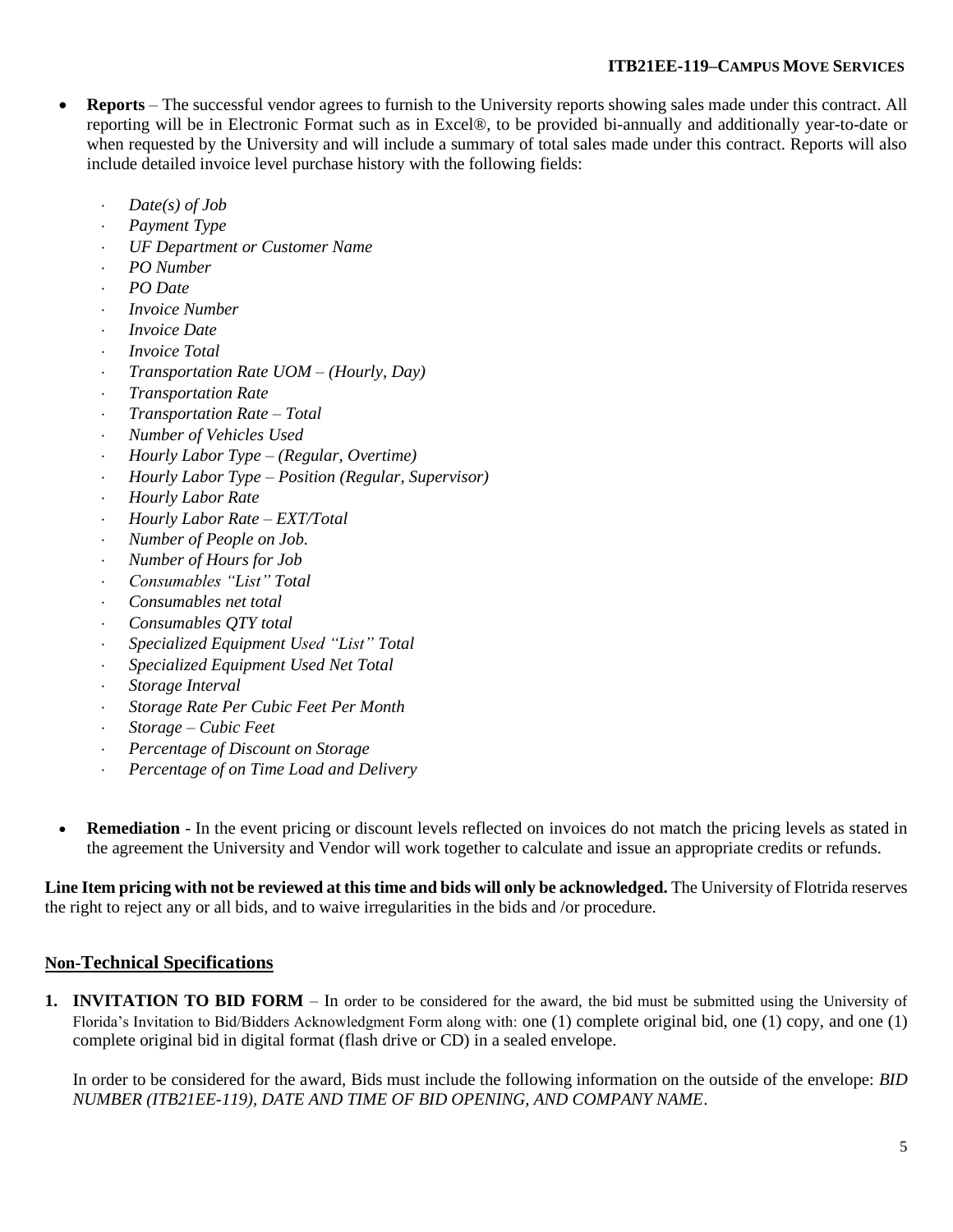- **Reports** – The successful vendor agrees to furnish to the University reports showing sales made under this contract. All reporting will be in Electronic Format such as in Excel®, to be provided bi-annually and additionally year-to-date or when requested by the University and will include a summary of total sales made under this contract. Reports will also include detailed invoice level purchase history with the following fields:

  - *Date(s) of Job*
  - *Payment Type*
  - *UF Department or Customer Name*
  - *PO Number*
  - *PO Date*
  - *Invoice Number*
  - *Invoice Date*
  - *Invoice Total*
  - *Transportation Rate UOM – (Hourly, Day)*
  - *Transportation Rate*
  - *Transportation Rate – Total*
  - *Number of Vehicles Used*
  - *Hourly Labor Type – (Regular, Overtime)*
  - *Hourly Labor Type – Position (Regular, Supervisor)*
  - *Hourly Labor Rate*
  - *Hourly Labor Rate – EXT/Total*
  - *Number of People on Job.*
  - *Number of Hours for Job*
  - *Consumables "List" Total*
  - *Consumables net total*
  - *Consumables QTY total*
  - *Specialized Equipment Used "List" Total*
  - *Specialized Equipment Used Net Total*
  - *Storage Interval*
  - *Storage Rate Per Cubic Feet Per Month*
  - *Storage – Cubic Feet*
  - *Percentage of Discount on Storage*
  - *Percentage of on Time Load and Delivery*

- **Remediation** - In the event pricing or discount levels reflected on invoices do not match the pricing levels as stated in the agreement the University and Vendor will work together to calculate and issue an appropriate credits or refunds.

**Line Item pricing with not be reviewed at this time and bids will only be acknowledged.** The University of Flotrida reserves the right to reject any or all bids, and to waive irregularities in the bids and /or procedure.

## Non-Technical Specifications

1. **INVITATION TO BID FORM** – In order to be considered for the award, the bid must be submitted using the University of Florida's Invitation to Bid/Bidders Acknowledgment Form along with: one (1) complete original bid, one (1) copy, and one (1) complete original bid in digital format (flash drive or CD) in a sealed envelope.

   In order to be considered for the award, Bids must include the following information on the outside of the envelope: *BID NUMBER (ITB21EE-119), DATE AND TIME OF BID OPENING, AND COMPANY NAME*.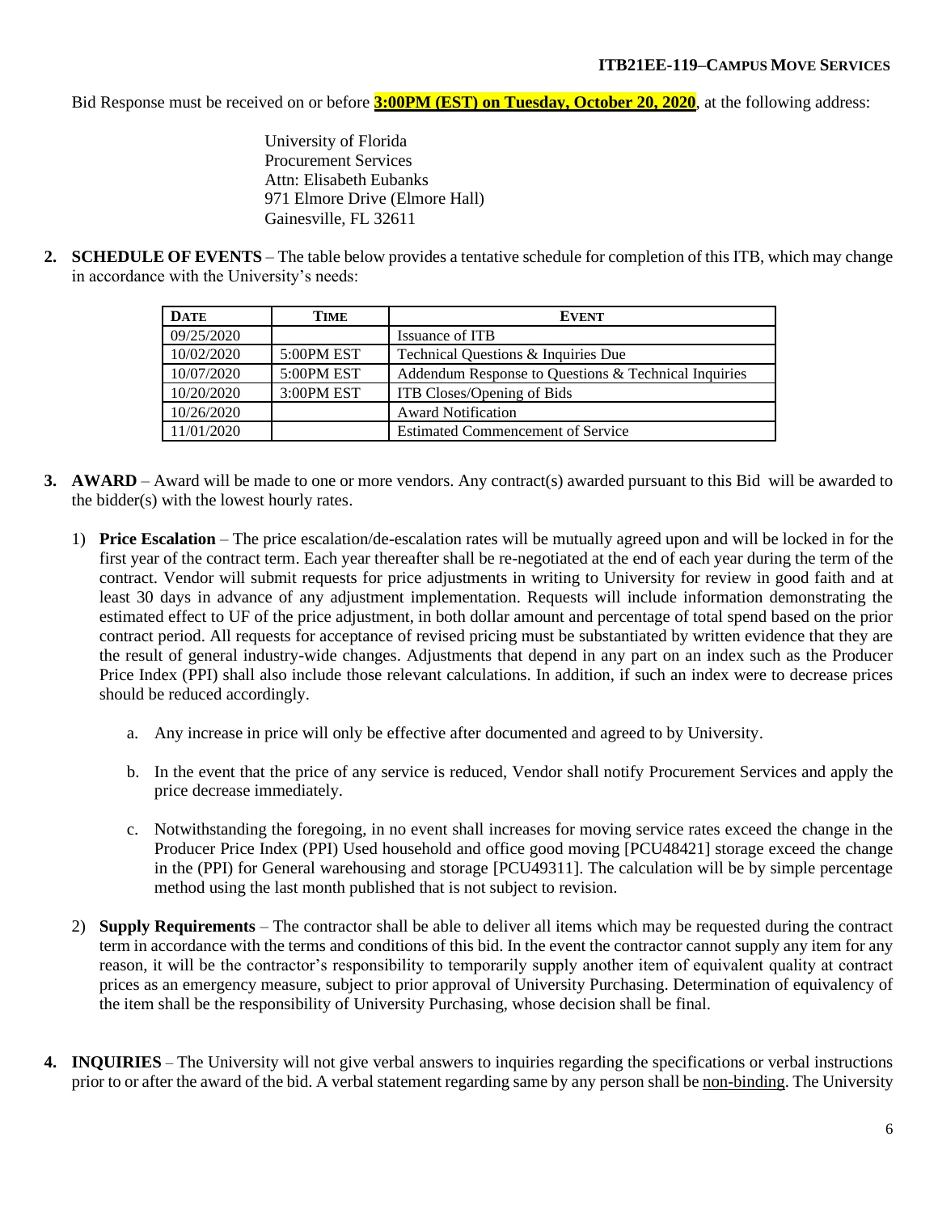Bid Response must be received on or before **3:00PM (EST) on Tuesday, October 20, 2020**, at the following address:

University of Florida
Procurement Services
Attn: Elisabeth Eubanks
971 Elmore Drive (Elmore Hall)
Gainesville, FL 32611

**2. SCHEDULE OF EVENTS** – The table below provides a tentative schedule for completion of this ITB, which may change in accordance with the University's needs:

| DATE | TIME | EVENT |
|---|---|---|
| 09/25/2020 | | Issuance of ITB |
| 10/02/2020 | 5:00PM EST | Technical Questions & Inquiries Due |
| 10/07/2020 | 5:00PM EST | Addendum Response to Questions & Technical Inquiries |
| 10/20/2020 | 3:00PM EST | ITB Closes/Opening of Bids |
| 10/26/2020 | | Award Notification |
| 11/01/2020 | | Estimated Commencement of Service |

**3. AWARD** – Award will be made to one or more vendors. Any contract(s) awarded pursuant to this Bid will be awarded to the bidder(s) with the lowest hourly rates.

1) **Price Escalation** – The price escalation/de-escalation rates will be mutually agreed upon and will be locked in for the first year of the contract term. Each year thereafter shall be re-negotiated at the end of each year during the term of the contract. Vendor will submit requests for price adjustments in writing to University for review in good faith and at least 30 days in advance of any adjustment implementation. Requests will include information demonstrating the estimated effect to UF of the price adjustment, in both dollar amount and percentage of total spend based on the prior contract period. All requests for acceptance of revised pricing must be substantiated by written evidence that they are the result of general industry-wide changes. Adjustments that depend in any part on an index such as the Producer Price Index (PPI) shall also include those relevant calculations. In addition, if such an index were to decrease prices should be reduced accordingly.

   a. Any increase in price will only be effective after documented and agreed to by University.

   b. In the event that the price of any service is reduced, Vendor shall notify Procurement Services and apply the price decrease immediately.

   c. Notwithstanding the foregoing, in no event shall increases for moving service rates exceed the change in the Producer Price Index (PPI) Used household and office good moving [PCU48421] storage exceed the change in the (PPI) for General warehousing and storage [PCU49311]. The calculation will be by simple percentage method using the last month published that is not subject to revision.

2) **Supply Requirements** – The contractor shall be able to deliver all items which may be requested during the contract term in accordance with the terms and conditions of this bid. In the event the contractor cannot supply any item for any reason, it will be the contractor's responsibility to temporarily supply another item of equivalent quality at contract prices as an emergency measure, subject to prior approval of University Purchasing. Determination of equivalency of the item shall be the responsibility of University Purchasing, whose decision shall be final.

**4. INQUIRIES** – The University will not give verbal answers to inquiries regarding the specifications or verbal instructions prior to or after the award of the bid. A verbal statement regarding same by any person shall be non-binding. The University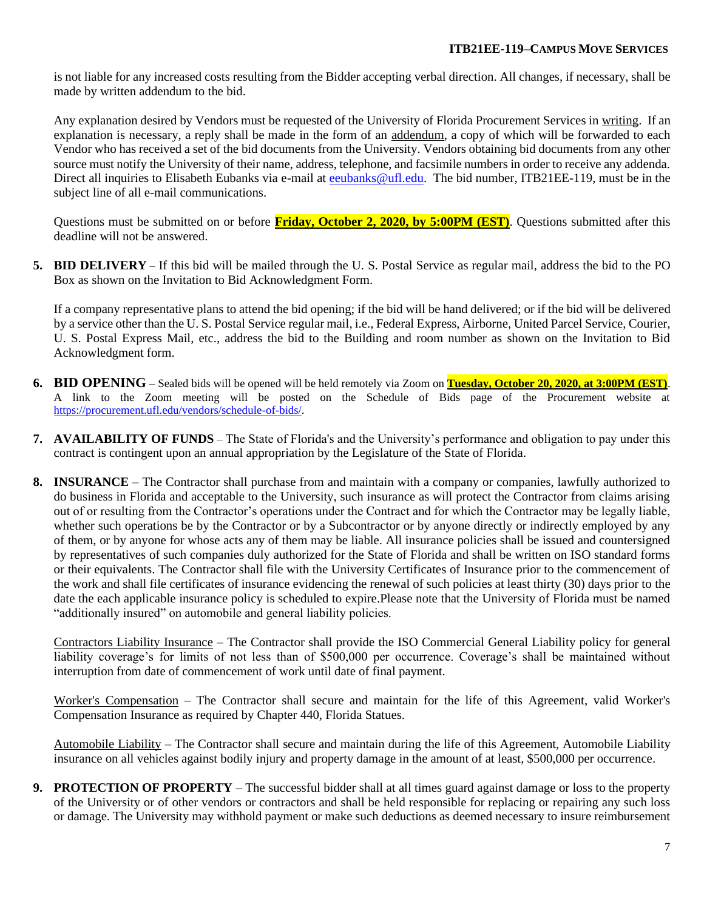is not liable for any increased costs resulting from the Bidder accepting verbal direction. All changes, if necessary, shall be made by written addendum to the bid.

Any explanation desired by Vendors must be requested of the University of Florida Procurement Services in writing. If an explanation is necessary, a reply shall be made in the form of an addendum, a copy of which will be forwarded to each Vendor who has received a set of the bid documents from the University. Vendors obtaining bid documents from any other source must notify the University of their name, address, telephone, and facsimile numbers in order to receive any addenda. Direct all inquiries to Elisabeth Eubanks via e-mail at [eeubanks@ufl.edu](mailto:eeubanks@ufl.edu). The bid number, ITB21EE-119, must be in the subject line of all e-mail communications.

Questions must be submitted on or before **Friday, October 2, 2020, by 5:00PM (EST)**. Questions submitted after this deadline will not be answered.

5. **BID DELIVERY** – If this bid will be mailed through the U. S. Postal Service as regular mail, address the bid to the PO Box as shown on the Invitation to Bid Acknowledgment Form.

   If a company representative plans to attend the bid opening; if the bid will be hand delivered; or if the bid will be delivered by a service other than the U. S. Postal Service regular mail, i.e., Federal Express, Airborne, United Parcel Service, Courier, U. S. Postal Express Mail, etc., address the bid to the Building and room number as shown on the Invitation to Bid Acknowledgment form.

6. **BID OPENING** – Sealed bids will be opened will be held remotely via Zoom on **Tuesday, October 20, 2020, at 3:00PM (EST)**. A link to the Zoom meeting will be posted on the Schedule of Bids page of the Procurement website at [https://procurement.ufl.edu/vendors/schedule-of-bids/](https://procurement.ufl.edu/vendors/schedule-of-bids/).

7. **AVAILABILITY OF FUNDS** – The State of Florida's and the University's performance and obligation to pay under this contract is contingent upon an annual appropriation by the Legislature of the State of Florida.

8. **INSURANCE** – The Contractor shall purchase from and maintain with a company or companies, lawfully authorized to do business in Florida and acceptable to the University, such insurance as will protect the Contractor from claims arising out of or resulting from the Contractor's operations under the Contract and for which the Contractor may be legally liable, whether such operations be by the Contractor or by a Subcontractor or by anyone directly or indirectly employed by any of them, or by anyone for whose acts any of them may be liable. All insurance policies shall be issued and countersigned by representatives of such companies duly authorized for the State of Florida and shall be written on ISO standard forms or their equivalents. The Contractor shall file with the University Certificates of Insurance prior to the commencement of the work and shall file certificates of insurance evidencing the renewal of such policies at least thirty (30) days prior to the date the each applicable insurance policy is scheduled to expire.Please note that the University of Florida must be named "additionally insured" on automobile and general liability policies.

   Contractors Liability Insurance – The Contractor shall provide the ISO Commercial General Liability policy for general liability coverage's for limits of not less than of $500,000 per occurrence. Coverage's shall be maintained without interruption from date of commencement of work until date of final payment.

   Worker's Compensation – The Contractor shall secure and maintain for the life of this Agreement, valid Worker's Compensation Insurance as required by Chapter 440, Florida Statues.

   Automobile Liability – The Contractor shall secure and maintain during the life of this Agreement, Automobile Liability insurance on all vehicles against bodily injury and property damage in the amount of at least, $500,000 per occurrence.

9. **PROTECTION OF PROPERTY** – The successful bidder shall at all times guard against damage or loss to the property of the University or of other vendors or contractors and shall be held responsible for replacing or repairing any such loss or damage. The University may withhold payment or make such deductions as deemed necessary to insure reimbursement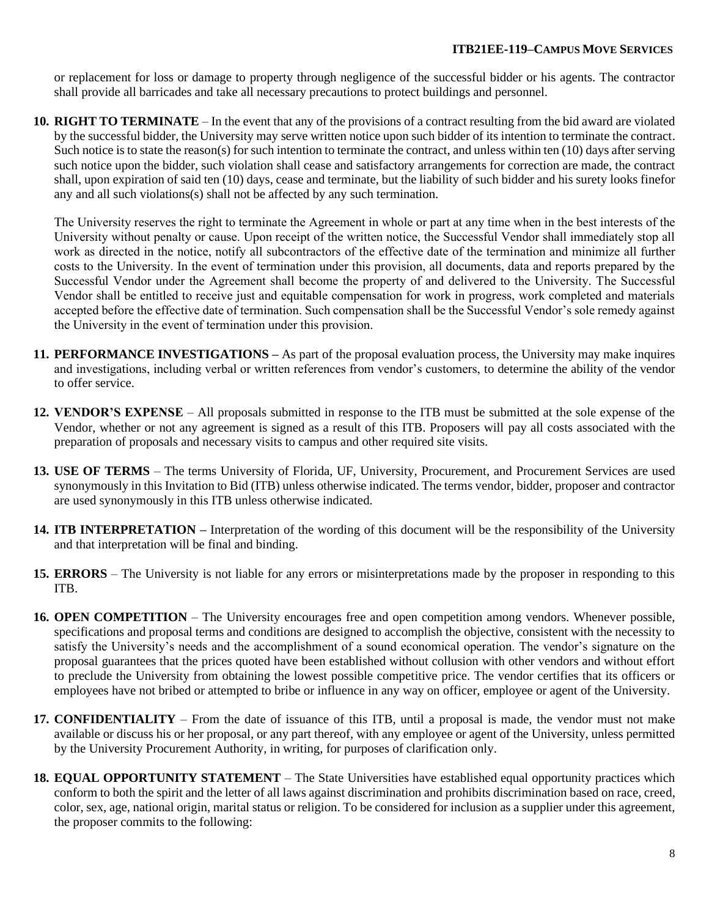or replacement for loss or damage to property through negligence of the successful bidder or his agents. The contractor shall provide all barricades and take all necessary precautions to protect buildings and personnel.

10. **RIGHT TO TERMINATE** – In the event that any of the provisions of a contract resulting from the bid award are violated by the successful bidder, the University may serve written notice upon such bidder of its intention to terminate the contract. Such notice is to state the reason(s) for such intention to terminate the contract, and unless within ten (10) days after serving such notice upon the bidder, such violation shall cease and satisfactory arrangements for correction are made, the contract shall, upon expiration of said ten (10) days, cease and terminate, but the liability of such bidder and his surety looks finefor any and all such violations(s) shall not be affected by any such termination.

   The University reserves the right to terminate the Agreement in whole or part at any time when in the best interests of the University without penalty or cause. Upon receipt of the written notice, the Successful Vendor shall immediately stop all work as directed in the notice, notify all subcontractors of the effective date of the termination and minimize all further costs to the University. In the event of termination under this provision, all documents, data and reports prepared by the Successful Vendor under the Agreement shall become the property of and delivered to the University. The Successful Vendor shall be entitled to receive just and equitable compensation for work in progress, work completed and materials accepted before the effective date of termination. Such compensation shall be the Successful Vendor's sole remedy against the University in the event of termination under this provision.

11. **PERFORMANCE INVESTIGATIONS –** As part of the proposal evaluation process, the University may make inquires and investigations, including verbal or written references from vendor's customers, to determine the ability of the vendor to offer service.

12. **VENDOR'S EXPENSE** – All proposals submitted in response to the ITB must be submitted at the sole expense of the Vendor, whether or not any agreement is signed as a result of this ITB. Proposers will pay all costs associated with the preparation of proposals and necessary visits to campus and other required site visits.

13. **USE OF TERMS** – The terms University of Florida, UF, University, Procurement, and Procurement Services are used synonymously in this Invitation to Bid (ITB) unless otherwise indicated. The terms vendor, bidder, proposer and contractor are used synonymously in this ITB unless otherwise indicated.

14. **ITB INTERPRETATION –** Interpretation of the wording of this document will be the responsibility of the University and that interpretation will be final and binding.

15. **ERRORS** – The University is not liable for any errors or misinterpretations made by the proposer in responding to this ITB.

16. **OPEN COMPETITION** – The University encourages free and open competition among vendors. Whenever possible, specifications and proposal terms and conditions are designed to accomplish the objective, consistent with the necessity to satisfy the University's needs and the accomplishment of a sound economical operation. The vendor's signature on the proposal guarantees that the prices quoted have been established without collusion with other vendors and without effort to preclude the University from obtaining the lowest possible competitive price. The vendor certifies that its officers or employees have not bribed or attempted to bribe or influence in any way on officer, employee or agent of the University.

17. **CONFIDENTIALITY** – From the date of issuance of this ITB, until a proposal is made, the vendor must not make available or discuss his or her proposal, or any part thereof, with any employee or agent of the University, unless permitted by the University Procurement Authority, in writing, for purposes of clarification only.

18. **EQUAL OPPORTUNITY STATEMENT** – The State Universities have established equal opportunity practices which conform to both the spirit and the letter of all laws against discrimination and prohibits discrimination based on race, creed, color, sex, age, national origin, marital status or religion. To be considered for inclusion as a supplier under this agreement, the proposer commits to the following: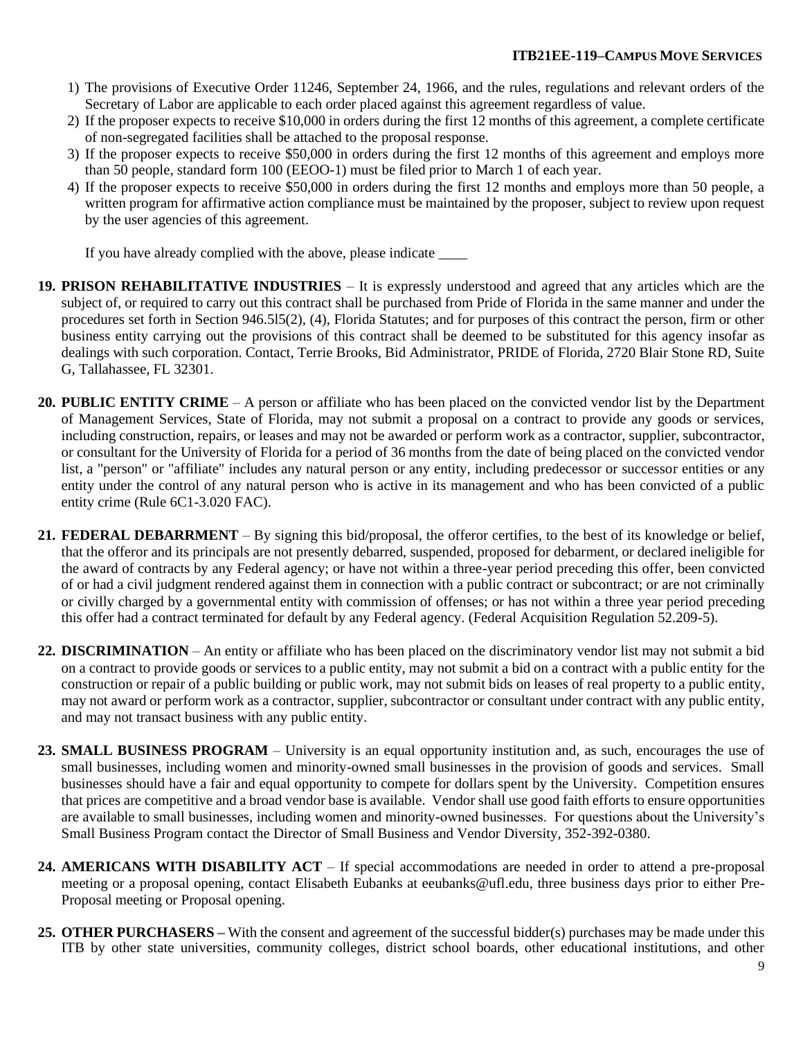1) The provisions of Executive Order 11246, September 24, 1966, and the rules, regulations and relevant orders of the Secretary of Labor are applicable to each order placed against this agreement regardless of value.
2) If the proposer expects to receive $10,000 in orders during the first 12 months of this agreement, a complete certificate of non-segregated facilities shall be attached to the proposal response.
3) If the proposer expects to receive $50,000 in orders during the first 12 months of this agreement and employs more than 50 people, standard form 100 (EEOO-1) must be filed prior to March 1 of each year.
4) If the proposer expects to receive $50,000 in orders during the first 12 months and employs more than 50 people, a written program for affirmative action compliance must be maintained by the proposer, subject to review upon request by the user agencies of this agreement.

If you have already complied with the above, please indicate ____

19. **PRISON REHABILITATIVE INDUSTRIES** – It is expressly understood and agreed that any articles which are the subject of, or required to carry out this contract shall be purchased from Pride of Florida in the same manner and under the procedures set forth in Section 946.5l5(2), (4), Florida Statutes; and for purposes of this contract the person, firm or other business entity carrying out the provisions of this contract shall be deemed to be substituted for this agency insofar as dealings with such corporation. Contact, Terrie Brooks, Bid Administrator, PRIDE of Florida, 2720 Blair Stone RD, Suite G, Tallahassee, FL 32301.

20. **PUBLIC ENTITY CRIME** – A person or affiliate who has been placed on the convicted vendor list by the Department of Management Services, State of Florida, may not submit a proposal on a contract to provide any goods or services, including construction, repairs, or leases and may not be awarded or perform work as a contractor, supplier, subcontractor, or consultant for the University of Florida for a period of 36 months from the date of being placed on the convicted vendor list, a "person" or "affiliate" includes any natural person or any entity, including predecessor or successor entities or any entity under the control of any natural person who is active in its management and who has been convicted of a public entity crime (Rule 6C1-3.020 FAC).

21. **FEDERAL DEBARRMENT** – By signing this bid/proposal, the offeror certifies, to the best of its knowledge or belief, that the offeror and its principals are not presently debarred, suspended, proposed for debarment, or declared ineligible for the award of contracts by any Federal agency; or have not within a three-year period preceding this offer, been convicted of or had a civil judgment rendered against them in connection with a public contract or subcontract; or are not criminally or civilly charged by a governmental entity with commission of offenses; or has not within a three year period preceding this offer had a contract terminated for default by any Federal agency. (Federal Acquisition Regulation 52.209-5).

22. **DISCRIMINATION** – An entity or affiliate who has been placed on the discriminatory vendor list may not submit a bid on a contract to provide goods or services to a public entity, may not submit a bid on a contract with a public entity for the construction or repair of a public building or public work, may not submit bids on leases of real property to a public entity, may not award or perform work as a contractor, supplier, subcontractor or consultant under contract with any public entity, and may not transact business with any public entity.

23. **SMALL BUSINESS PROGRAM** – University is an equal opportunity institution and, as such, encourages the use of small businesses, including women and minority-owned small businesses in the provision of goods and services. Small businesses should have a fair and equal opportunity to compete for dollars spent by the University. Competition ensures that prices are competitive and a broad vendor base is available. Vendor shall use good faith efforts to ensure opportunities are available to small businesses, including women and minority-owned businesses. For questions about the University's Small Business Program contact the Director of Small Business and Vendor Diversity, 352-392-0380.

24. **AMERICANS WITH DISABILITY ACT** – If special accommodations are needed in order to attend a pre-proposal meeting or a proposal opening, contact Elisabeth Eubanks at eeubanks@ufl.edu, three business days prior to either Pre-Proposal meeting or Proposal opening.

25. **OTHER PURCHASERS –** With the consent and agreement of the successful bidder(s) purchases may be made under this ITB by other state universities, community colleges, district school boards, other educational institutions, and other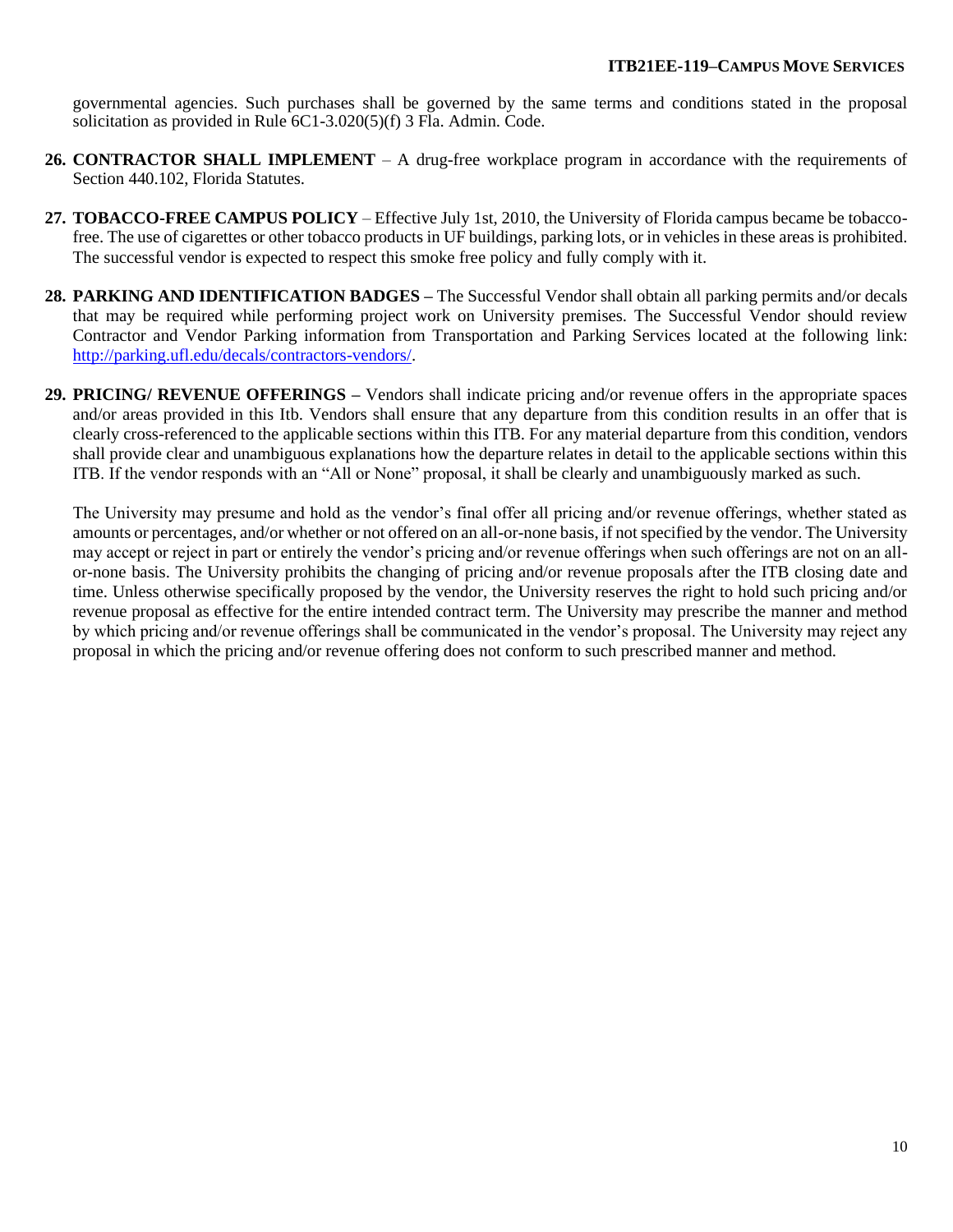governmental agencies. Such purchases shall be governed by the same terms and conditions stated in the proposal solicitation as provided in Rule 6C1-3.020(5)(f) 3 Fla. Admin. Code.

26. **CONTRACTOR SHALL IMPLEMENT** – A drug-free workplace program in accordance with the requirements of Section 440.102, Florida Statutes.

27. **TOBACCO-FREE CAMPUS POLICY** – Effective July 1st, 2010, the University of Florida campus became be tobacco-free. The use of cigarettes or other tobacco products in UF buildings, parking lots, or in vehicles in these areas is prohibited. The successful vendor is expected to respect this smoke free policy and fully comply with it.

28. **PARKING AND IDENTIFICATION BADGES –** The Successful Vendor shall obtain all parking permits and/or decals that may be required while performing project work on University premises. The Successful Vendor should review Contractor and Vendor Parking information from Transportation and Parking Services located at the following link: http://parking.ufl.edu/decals/contractors-vendors/.

29. **PRICING/ REVENUE OFFERINGS –** Vendors shall indicate pricing and/or revenue offers in the appropriate spaces and/or areas provided in this Itb. Vendors shall ensure that any departure from this condition results in an offer that is clearly cross-referenced to the applicable sections within this ITB. For any material departure from this condition, vendors shall provide clear and unambiguous explanations how the departure relates in detail to the applicable sections within this ITB. If the vendor responds with an "All or None" proposal, it shall be clearly and unambiguously marked as such.

    The University may presume and hold as the vendor's final offer all pricing and/or revenue offerings, whether stated as amounts or percentages, and/or whether or not offered on an all-or-none basis, if not specified by the vendor. The University may accept or reject in part or entirely the vendor's pricing and/or revenue offerings when such offerings are not on an all-or-none basis. The University prohibits the changing of pricing and/or revenue proposals after the ITB closing date and time. Unless otherwise specifically proposed by the vendor, the University reserves the right to hold such pricing and/or revenue proposal as effective for the entire intended contract term. The University may prescribe the manner and method by which pricing and/or revenue offerings shall be communicated in the vendor's proposal. The University may reject any proposal in which the pricing and/or revenue offering does not conform to such prescribed manner and method.